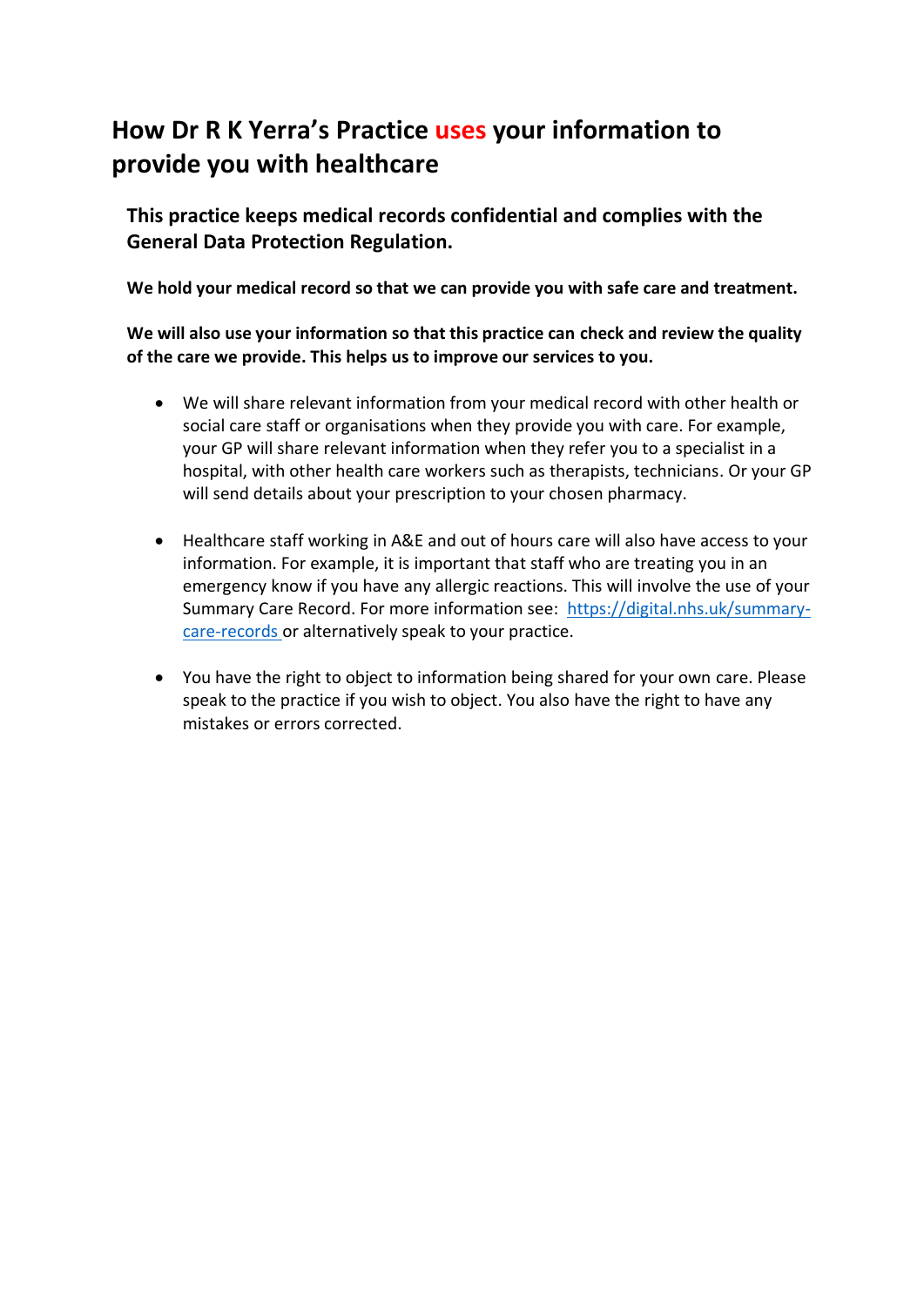# How Dr R K Yerra's Practice uses your information to provide you with healthcare

**This practice keeps medical records confidential and complies with the General Data Protection Regulation.**

**We hold your medical record so that we can provide you with safe care and treatment.**

**We will also use your information so that this practice can check and review the quality of the care we provide. This helps us to improve our services to you.**

- We will share relevant information from your medical record with other health or social care staff or organisations when they provide you with care. For example, your GP will share relevant information when they refer you to a specialist in a hospital, with other health care workers such as therapists, technicians. Or your GP will send details about your prescription to your chosen pharmacy.

- Healthcare staff working in A&E and out of hours care will also have access to your information. For example, it is important that staff who are treating you in an emergency know if you have any allergic reactions. This will involve the use of your Summary Care Record. For more information see: https://digital.nhs.uk/summary-care-records or alternatively speak to your practice.

- You have the right to object to information being shared for your own care. Please speak to the practice if you wish to object. You also have the right to have any mistakes or errors corrected.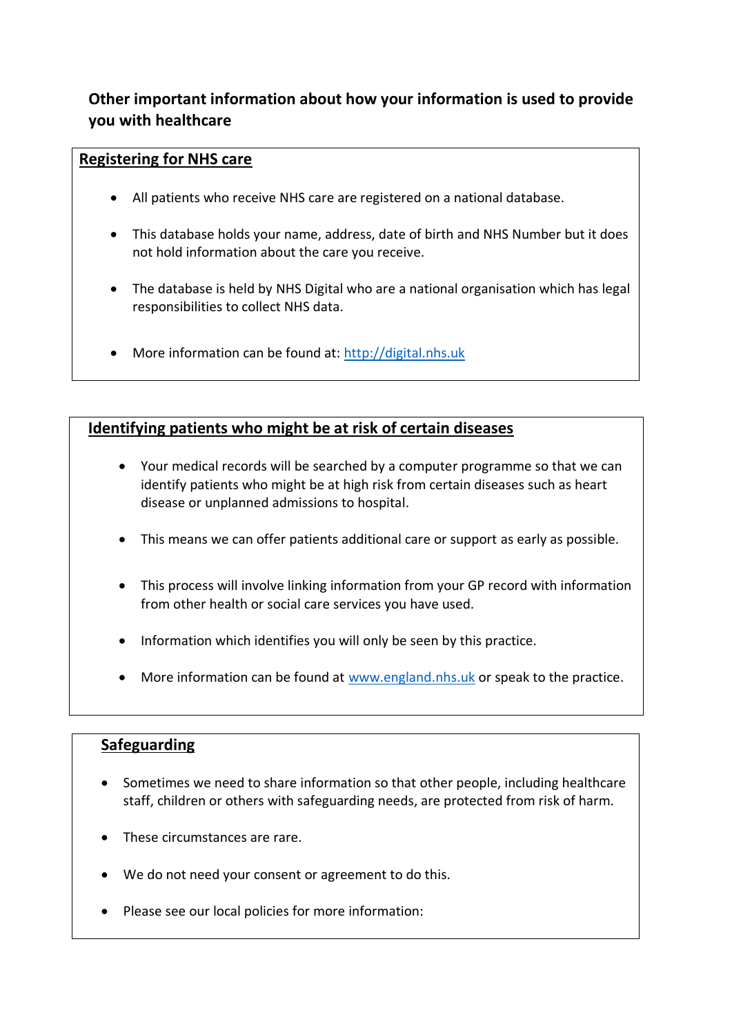## Other important information about how your information is used to provide you with healthcare

### Registering for NHS care

- All patients who receive NHS care are registered on a national database.
- This database holds your name, address, date of birth and NHS Number but it does not hold information about the care you receive.
- The database is held by NHS Digital who are a national organisation which has legal responsibilities to collect NHS data.
- More information can be found at: [http://digital.nhs.uk](http://digital.nhs.uk)

### Identifying patients who might be at risk of certain diseases

- Your medical records will be searched by a computer programme so that we can identify patients who might be at high risk from certain diseases such as heart disease or unplanned admissions to hospital.
- This means we can offer patients additional care or support as early as possible.
- This process will involve linking information from your GP record with information from other health or social care services you have used.
- Information which identifies you will only be seen by this practice.
- More information can be found at [www.england.nhs.uk](www.england.nhs.uk) or speak to the practice.

### Safeguarding

- Sometimes we need to share information so that other people, including healthcare staff, children or others with safeguarding needs, are protected from risk of harm.
- These circumstances are rare.
- We do not need your consent or agreement to do this.
- Please see our local policies for more information: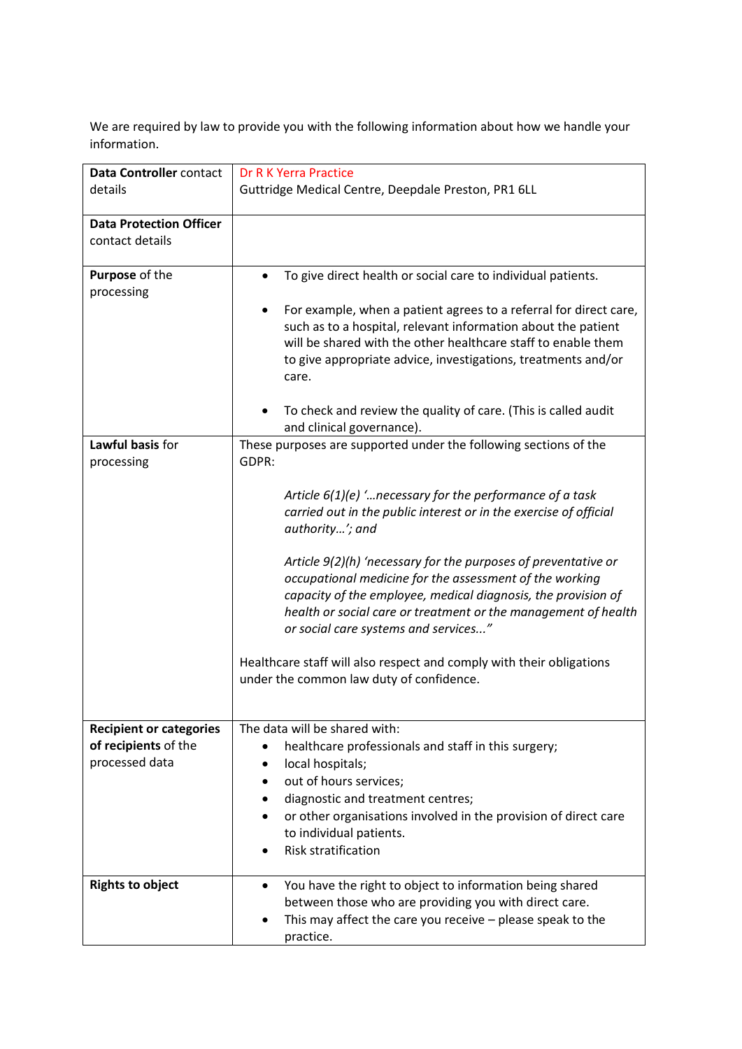We are required by law to provide you with the following information about how we handle your information.

| | |
|---|---|
| **Data Controller** contact details | Dr R K Yerra Practice<br>Guttridge Medical Centre, Deepdale Preston, PR1 6LL |
| **Data Protection Officer** contact details | |
| **Purpose** of the processing | • To give direct health or social care to individual patients.<br><br>• For example, when a patient agrees to a referral for direct care, such as to a hospital, relevant information about the patient will be shared with the other healthcare staff to enable them to give appropriate advice, investigations, treatments and/or care.<br><br>• To check and review the quality of care. (This is called audit and clinical governance). |
| **Lawful basis** for processing | These purposes are supported under the following sections of the GDPR:<br><br>*Article 6(1)(e) '…necessary for the performance of a task carried out in the public interest or in the exercise of official authority…'; and*<br><br>*Article 9(2)(h) 'necessary for the purposes of preventative or occupational medicine for the assessment of the working capacity of the employee, medical diagnosis, the provision of health or social care or treatment or the management of health or social care systems and services..."*<br><br>Healthcare staff will also respect and comply with their obligations under the common law duty of confidence. |
| **Recipient or categories of recipients** of the processed data | The data will be shared with:<br>• healthcare professionals and staff in this surgery;<br>• local hospitals;<br>• out of hours services;<br>• diagnostic and treatment centres;<br>• or other organisations involved in the provision of direct care to individual patients.<br>• Risk stratification |
| **Rights to object** | • You have the right to object to information being shared between those who are providing you with direct care.<br>• This may affect the care you receive – please speak to the practice. |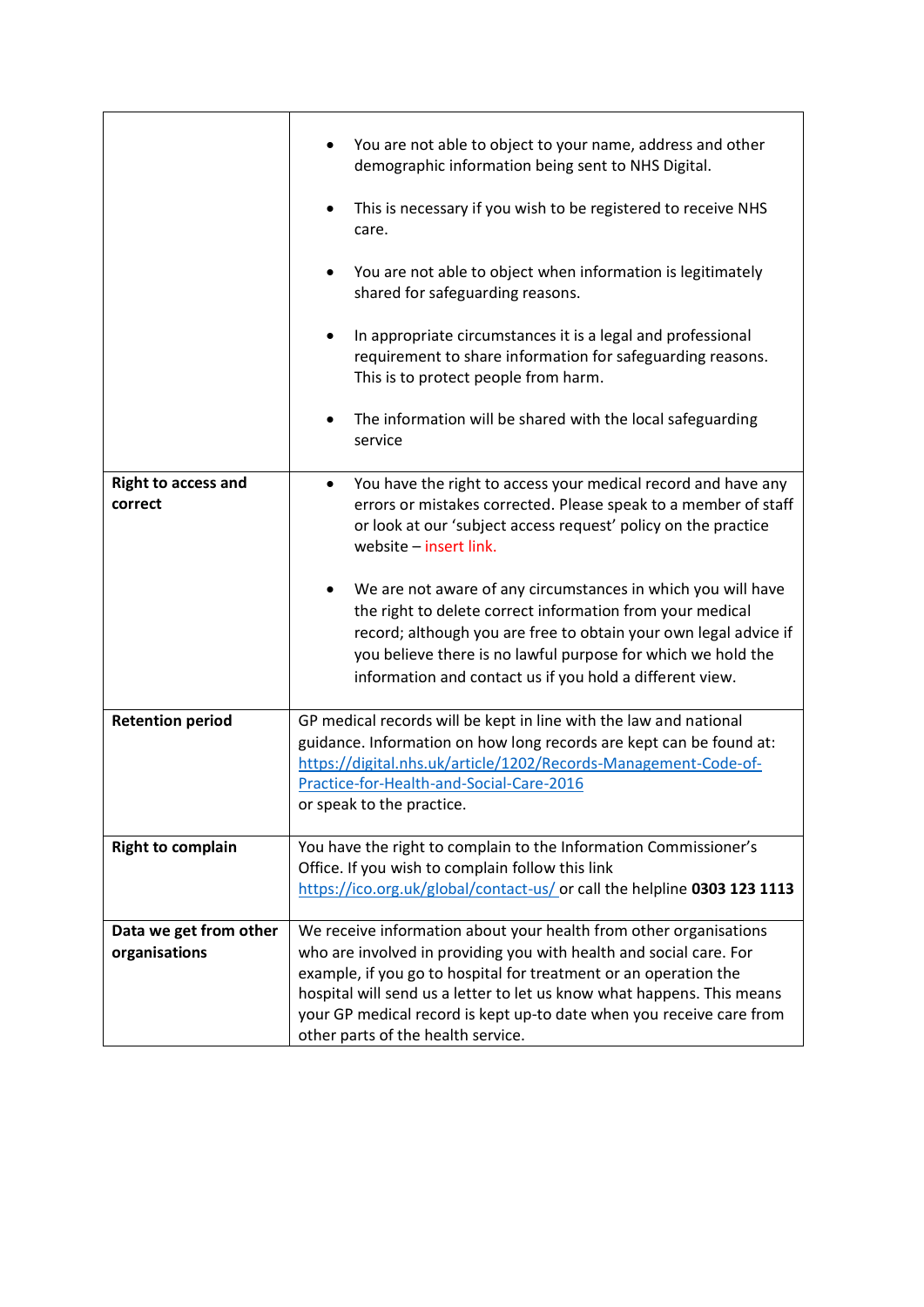| | |
|---|---|
| | • You are not able to object to your name, address and other demographic information being sent to NHS Digital.<br><br>• This is necessary if you wish to be registered to receive NHS care.<br><br>• You are not able to object when information is legitimately shared for safeguarding reasons.<br><br>• In appropriate circumstances it is a legal and professional requirement to share information for safeguarding reasons. This is to protect people from harm.<br><br>• The information will be shared with the local safeguarding service |
| **Right to access and correct** | • You have the right to access your medical record and have any errors or mistakes corrected. Please speak to a member of staff or look at our 'subject access request' policy on the practice website – insert link.<br><br>• We are not aware of any circumstances in which you will have the right to delete correct information from your medical record; although you are free to obtain your own legal advice if you believe there is no lawful purpose for which we hold the information and contact us if you hold a different view. |
| **Retention period** | GP medical records will be kept in line with the law and national guidance. Information on how long records are kept can be found at: https://digital.nhs.uk/article/1202/Records-Management-Code-of-Practice-for-Health-and-Social-Care-2016 or speak to the practice. |
| **Right to complain** | You have the right to complain to the Information Commissioner's Office. If you wish to complain follow this link https://ico.org.uk/global/contact-us/ or call the helpline **0303 123 1113** |
| **Data we get from other organisations** | We receive information about your health from other organisations who are involved in providing you with health and social care. For example, if you go to hospital for treatment or an operation the hospital will send us a letter to let us know what happens. This means your GP medical record is kept up-to date when you receive care from other parts of the health service. |